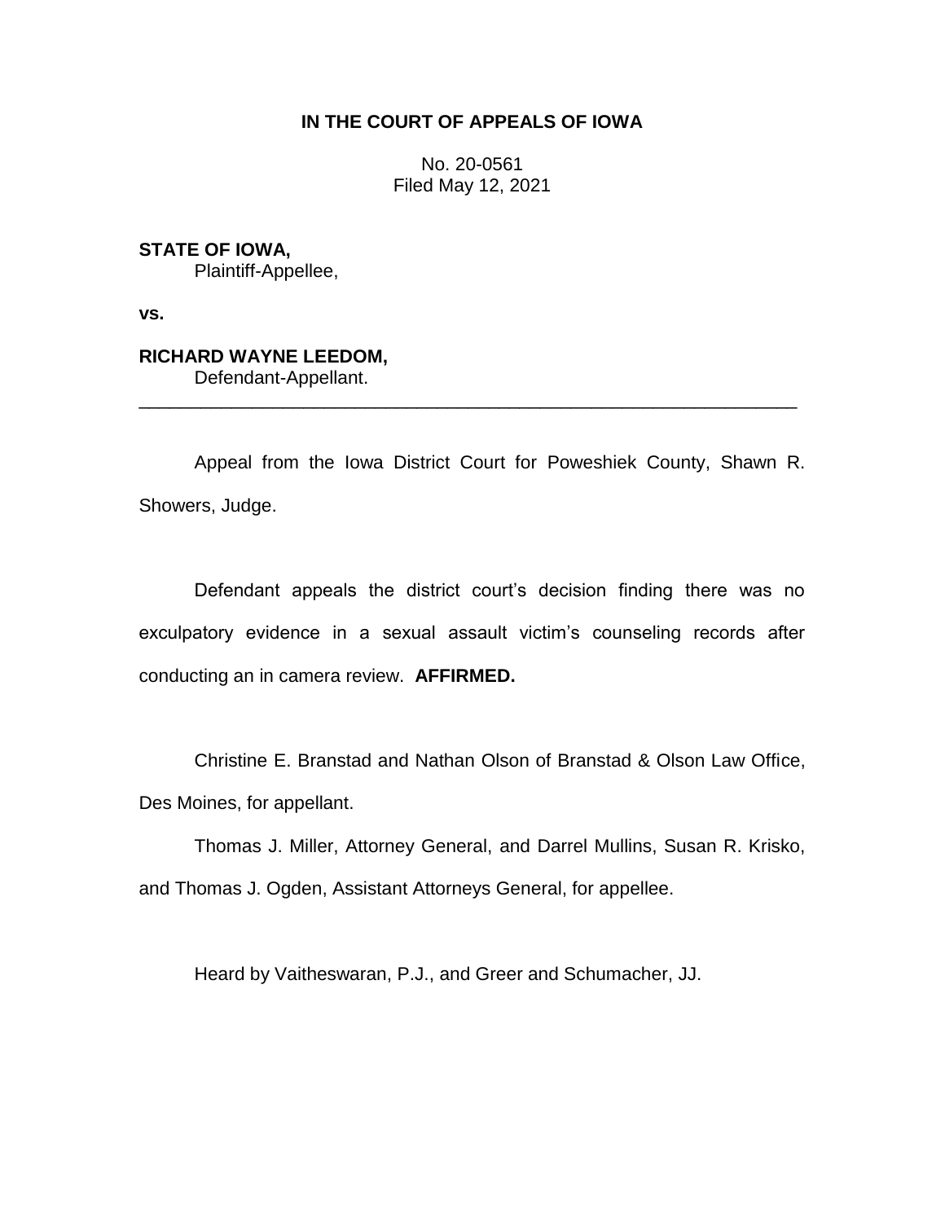**IN THE COURT OF APPEALS OF IOWA**

No. 20-0561
Filed May 12, 2021

**STATE OF IOWA,**
Plaintiff-Appellee,

**vs.**

**RICHARD WAYNE LEEDOM,**
Defendant-Appellant.

---

Appeal from the Iowa District Court for Poweshiek County, Shawn R. Showers, Judge.

Defendant appeals the district court's decision finding there was no exculpatory evidence in a sexual assault victim's counseling records after conducting an in camera review. **AFFIRMED.**

Christine E. Branstad and Nathan Olson of Branstad & Olson Law Office, Des Moines, for appellant.

Thomas J. Miller, Attorney General, and Darrel Mullins, Susan R. Krisko, and Thomas J. Ogden, Assistant Attorneys General, for appellee.

Heard by Vaitheswaran, P.J., and Greer and Schumacher, JJ.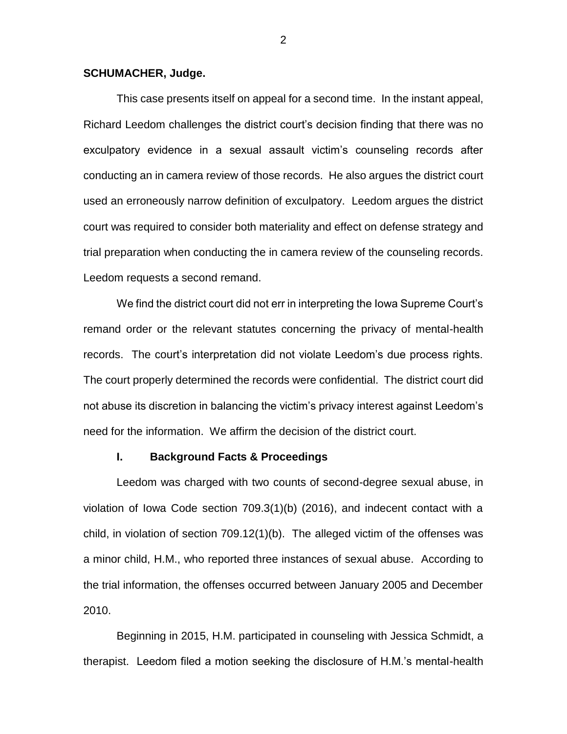**SCHUMACHER, Judge.**

This case presents itself on appeal for a second time. In the instant appeal, Richard Leedom challenges the district court's decision finding that there was no exculpatory evidence in a sexual assault victim's counseling records after conducting an in camera review of those records. He also argues the district court used an erroneously narrow definition of exculpatory. Leedom argues the district court was required to consider both materiality and effect on defense strategy and trial preparation when conducting the in camera review of the counseling records. Leedom requests a second remand.

We find the district court did not err in interpreting the Iowa Supreme Court's remand order or the relevant statutes concerning the privacy of mental-health records. The court's interpretation did not violate Leedom's due process rights. The court properly determined the records were confidential. The district court did not abuse its discretion in balancing the victim's privacy interest against Leedom's need for the information. We affirm the decision of the district court.

## I. Background Facts & Proceedings

Leedom was charged with two counts of second-degree sexual abuse, in violation of Iowa Code section 709.3(1)(b) (2016), and indecent contact with a child, in violation of section 709.12(1)(b). The alleged victim of the offenses was a minor child, H.M., who reported three instances of sexual abuse. According to the trial information, the offenses occurred between January 2005 and December 2010.

Beginning in 2015, H.M. participated in counseling with Jessica Schmidt, a therapist. Leedom filed a motion seeking the disclosure of H.M.'s mental-health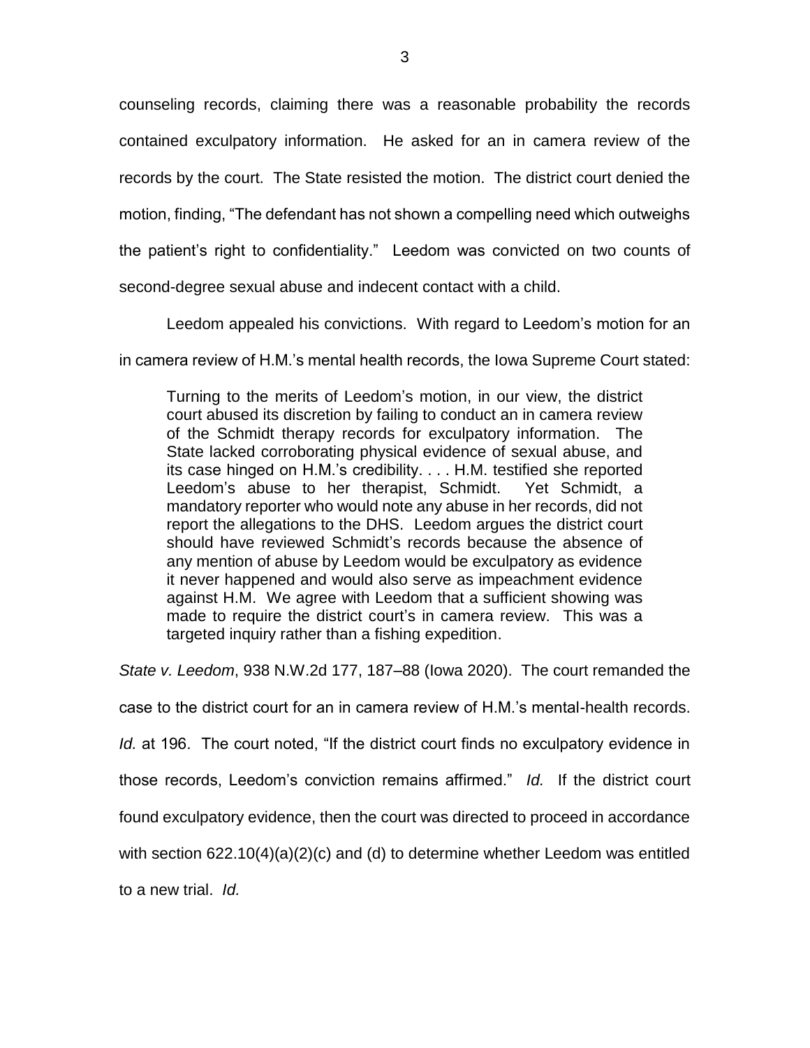counseling records, claiming there was a reasonable probability the records contained exculpatory information. He asked for an in camera review of the records by the court. The State resisted the motion. The district court denied the motion, finding, "The defendant has not shown a compelling need which outweighs the patient's right to confidentiality." Leedom was convicted on two counts of second-degree sexual abuse and indecent contact with a child.

Leedom appealed his convictions. With regard to Leedom's motion for an in camera review of H.M.'s mental health records, the Iowa Supreme Court stated:

> Turning to the merits of Leedom's motion, in our view, the district court abused its discretion by failing to conduct an in camera review of the Schmidt therapy records for exculpatory information. The State lacked corroborating physical evidence of sexual abuse, and its case hinged on H.M.'s credibility. . . . H.M. testified she reported Leedom's abuse to her therapist, Schmidt. Yet Schmidt, a mandatory reporter who would note any abuse in her records, did not report the allegations to the DHS. Leedom argues the district court should have reviewed Schmidt's records because the absence of any mention of abuse by Leedom would be exculpatory as evidence it never happened and would also serve as impeachment evidence against H.M. We agree with Leedom that a sufficient showing was made to require the district court's in camera review. This was a targeted inquiry rather than a fishing expedition.

*State v. Leedom*, 938 N.W.2d 177, 187–88 (Iowa 2020). The court remanded the case to the district court for an in camera review of H.M.'s mental-health records. *Id.* at 196. The court noted, "If the district court finds no exculpatory evidence in those records, Leedom's conviction remains affirmed." *Id.* If the district court found exculpatory evidence, then the court was directed to proceed in accordance with section 622.10(4)(a)(2)(c) and (d) to determine whether Leedom was entitled to a new trial. *Id.*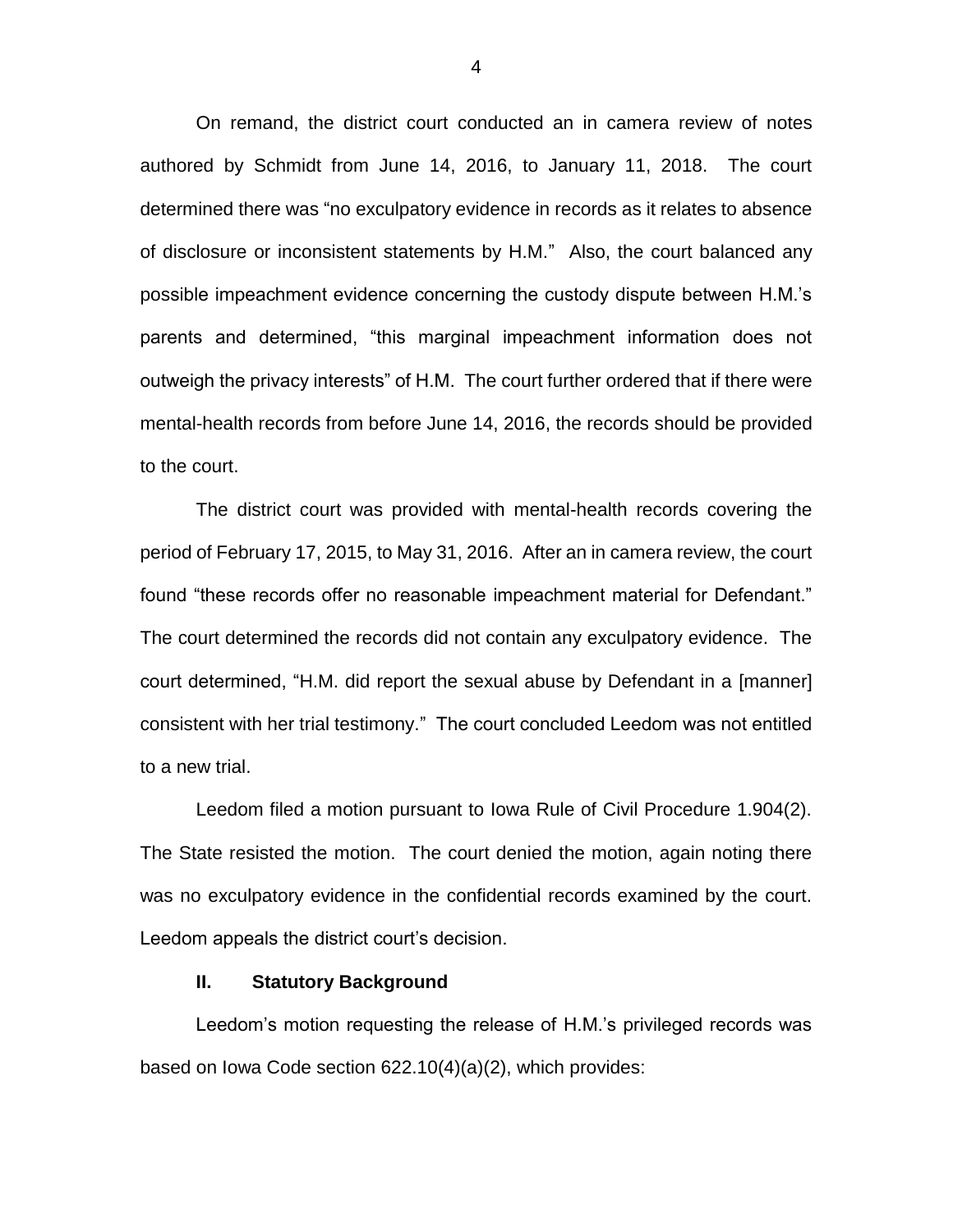On remand, the district court conducted an in camera review of notes authored by Schmidt from June 14, 2016, to January 11, 2018. The court determined there was "no exculpatory evidence in records as it relates to absence of disclosure or inconsistent statements by H.M." Also, the court balanced any possible impeachment evidence concerning the custody dispute between H.M.'s parents and determined, "this marginal impeachment information does not outweigh the privacy interests" of H.M. The court further ordered that if there were mental-health records from before June 14, 2016, the records should be provided to the court.

The district court was provided with mental-health records covering the period of February 17, 2015, to May 31, 2016. After an in camera review, the court found "these records offer no reasonable impeachment material for Defendant." The court determined the records did not contain any exculpatory evidence. The court determined, "H.M. did report the sexual abuse by Defendant in a [manner] consistent with her trial testimony." The court concluded Leedom was not entitled to a new trial.

Leedom filed a motion pursuant to Iowa Rule of Civil Procedure 1.904(2). The State resisted the motion. The court denied the motion, again noting there was no exculpatory evidence in the confidential records examined by the court. Leedom appeals the district court's decision.

## II. Statutory Background

Leedom's motion requesting the release of H.M.'s privileged records was based on Iowa Code section 622.10(4)(a)(2), which provides: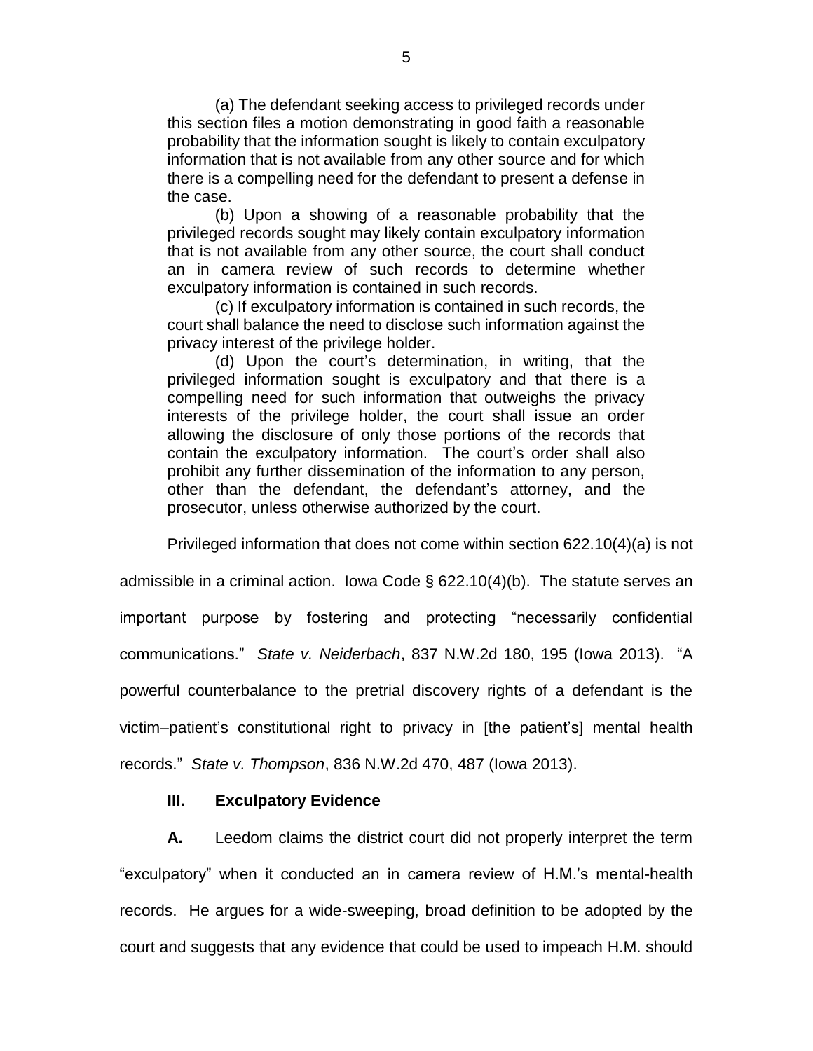> (a) The defendant seeking access to privileged records under this section files a motion demonstrating in good faith a reasonable probability that the information sought is likely to contain exculpatory information that is not available from any other source and for which there is a compelling need for the defendant to present a defense in the case.
>
> (b) Upon a showing of a reasonable probability that the privileged records sought may likely contain exculpatory information that is not available from any other source, the court shall conduct an in camera review of such records to determine whether exculpatory information is contained in such records.
>
> (c) If exculpatory information is contained in such records, the court shall balance the need to disclose such information against the privacy interest of the privilege holder.
>
> (d) Upon the court's determination, in writing, that the privileged information sought is exculpatory and that there is a compelling need for such information that outweighs the privacy interests of the privilege holder, the court shall issue an order allowing the disclosure of only those portions of the records that contain the exculpatory information. The court's order shall also prohibit any further dissemination of the information to any person, other than the defendant, the defendant's attorney, and the prosecutor, unless otherwise authorized by the court.

Privileged information that does not come within section 622.10(4)(a) is not admissible in a criminal action. Iowa Code § 622.10(4)(b). The statute serves an important purpose by fostering and protecting "necessarily confidential communications." *State v. Neiderbach*, 837 N.W.2d 180, 195 (Iowa 2013). "A powerful counterbalance to the pretrial discovery rights of a defendant is the victim–patient's constitutional right to privacy in [the patient's] mental health records." *State v. Thompson*, 836 N.W.2d 470, 487 (Iowa 2013).

### III. Exculpatory Evidence

**A.** Leedom claims the district court did not properly interpret the term "exculpatory" when it conducted an in camera review of H.M.'s mental-health records. He argues for a wide-sweeping, broad definition to be adopted by the court and suggests that any evidence that could be used to impeach H.M. should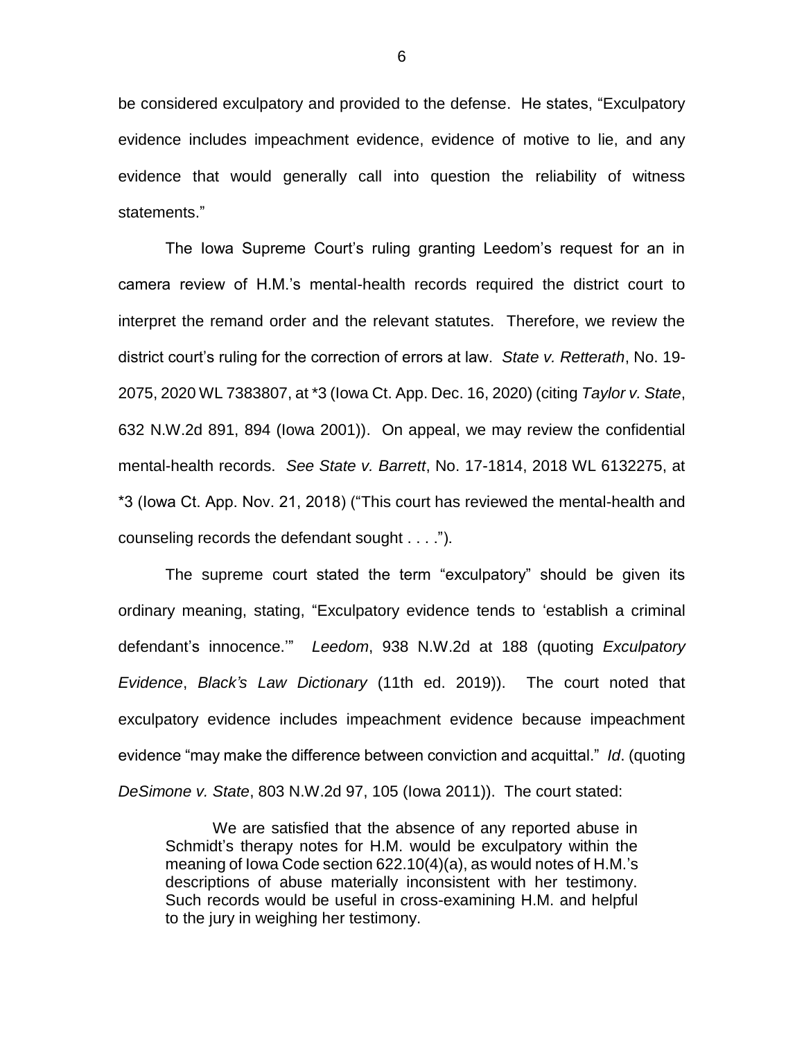be considered exculpatory and provided to the defense. He states, "Exculpatory evidence includes impeachment evidence, evidence of motive to lie, and any evidence that would generally call into question the reliability of witness statements."

The Iowa Supreme Court's ruling granting Leedom's request for an in camera review of H.M.'s mental-health records required the district court to interpret the remand order and the relevant statutes. Therefore, we review the district court's ruling for the correction of errors at law. *State v. Retterath*, No. 19-2075, 2020 WL 7383807, at *3 (Iowa Ct. App. Dec. 16, 2020) (citing *Taylor v. State*, 632 N.W.2d 891, 894 (Iowa 2001)). On appeal, we may review the confidential mental-health records. *See State v. Barrett*, No. 17-1814, 2018 WL 6132275, at *3 (Iowa Ct. App. Nov. 21, 2018) ("This court has reviewed the mental-health and counseling records the defendant sought . . . .").

The supreme court stated the term "exculpatory" should be given its ordinary meaning, stating, "Exculpatory evidence tends to 'establish a criminal defendant's innocence.'" *Leedom*, 938 N.W.2d at 188 (quoting *Exculpatory Evidence*, *Black's Law Dictionary* (11th ed. 2019)). The court noted that exculpatory evidence includes impeachment evidence because impeachment evidence "may make the difference between conviction and acquittal." *Id*. (quoting *DeSimone v. State*, 803 N.W.2d 97, 105 (Iowa 2011)). The court stated:

> We are satisfied that the absence of any reported abuse in Schmidt's therapy notes for H.M. would be exculpatory within the meaning of Iowa Code section 622.10(4)(a), as would notes of H.M.'s descriptions of abuse materially inconsistent with her testimony. Such records would be useful in cross-examining H.M. and helpful to the jury in weighing her testimony.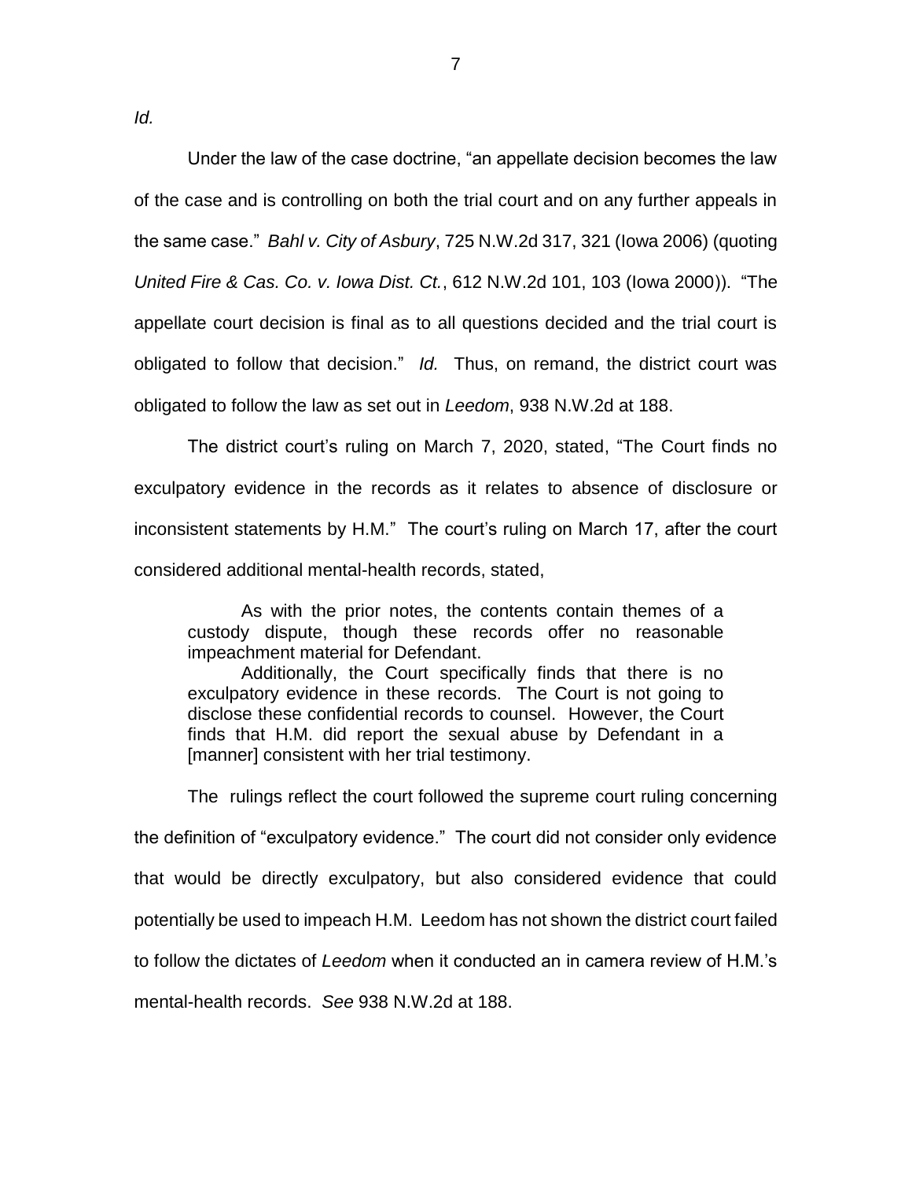*Id.*

Under the law of the case doctrine, "an appellate decision becomes the law of the case and is controlling on both the trial court and on any further appeals in the same case." *Bahl v. City of Asbury*, 725 N.W.2d 317, 321 (Iowa 2006) (quoting *United Fire & Cas. Co. v. Iowa Dist. Ct.*, 612 N.W.2d 101, 103 (Iowa 2000)). "The appellate court decision is final as to all questions decided and the trial court is obligated to follow that decision." *Id.* Thus, on remand, the district court was obligated to follow the law as set out in *Leedom*, 938 N.W.2d at 188.

The district court's ruling on March 7, 2020, stated, "The Court finds no exculpatory evidence in the records as it relates to absence of disclosure or inconsistent statements by H.M." The court's ruling on March 17, after the court considered additional mental-health records, stated,

> As with the prior notes, the contents contain themes of a custody dispute, though these records offer no reasonable impeachment material for Defendant.
>
> Additionally, the Court specifically finds that there is no exculpatory evidence in these records. The Court is not going to disclose these confidential records to counsel. However, the Court finds that H.M. did report the sexual abuse by Defendant in a [manner] consistent with her trial testimony.

The rulings reflect the court followed the supreme court ruling concerning the definition of "exculpatory evidence." The court did not consider only evidence that would be directly exculpatory, but also considered evidence that could potentially be used to impeach H.M. Leedom has not shown the district court failed to follow the dictates of *Leedom* when it conducted an in camera review of H.M.'s mental-health records. *See* 938 N.W.2d at 188.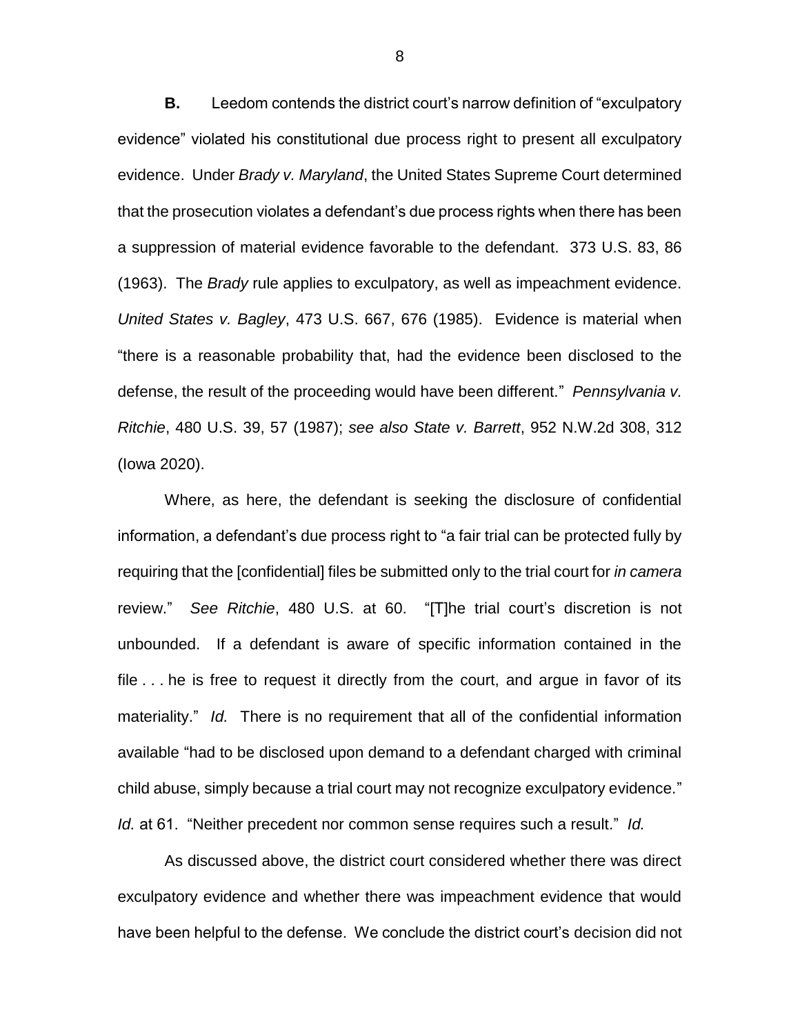**B.** Leedom contends the district court's narrow definition of "exculpatory evidence" violated his constitutional due process right to present all exculpatory evidence. Under *Brady v. Maryland*, the United States Supreme Court determined that the prosecution violates a defendant's due process rights when there has been a suppression of material evidence favorable to the defendant. 373 U.S. 83, 86 (1963). The *Brady* rule applies to exculpatory, as well as impeachment evidence. *United States v. Bagley*, 473 U.S. 667, 676 (1985). Evidence is material when "there is a reasonable probability that, had the evidence been disclosed to the defense, the result of the proceeding would have been different." *Pennsylvania v. Ritchie*, 480 U.S. 39, 57 (1987); *see also State v. Barrett*, 952 N.W.2d 308, 312 (Iowa 2020).

Where, as here, the defendant is seeking the disclosure of confidential information, a defendant's due process right to "a fair trial can be protected fully by requiring that the [confidential] files be submitted only to the trial court for *in camera* review." *See Ritchie*, 480 U.S. at 60. "[T]he trial court's discretion is not unbounded. If a defendant is aware of specific information contained in the file . . . he is free to request it directly from the court, and argue in favor of its materiality." *Id.* There is no requirement that all of the confidential information available "had to be disclosed upon demand to a defendant charged with criminal child abuse, simply because a trial court may not recognize exculpatory evidence." *Id.* at 61. "Neither precedent nor common sense requires such a result." *Id.*

As discussed above, the district court considered whether there was direct exculpatory evidence and whether there was impeachment evidence that would have been helpful to the defense. We conclude the district court's decision did not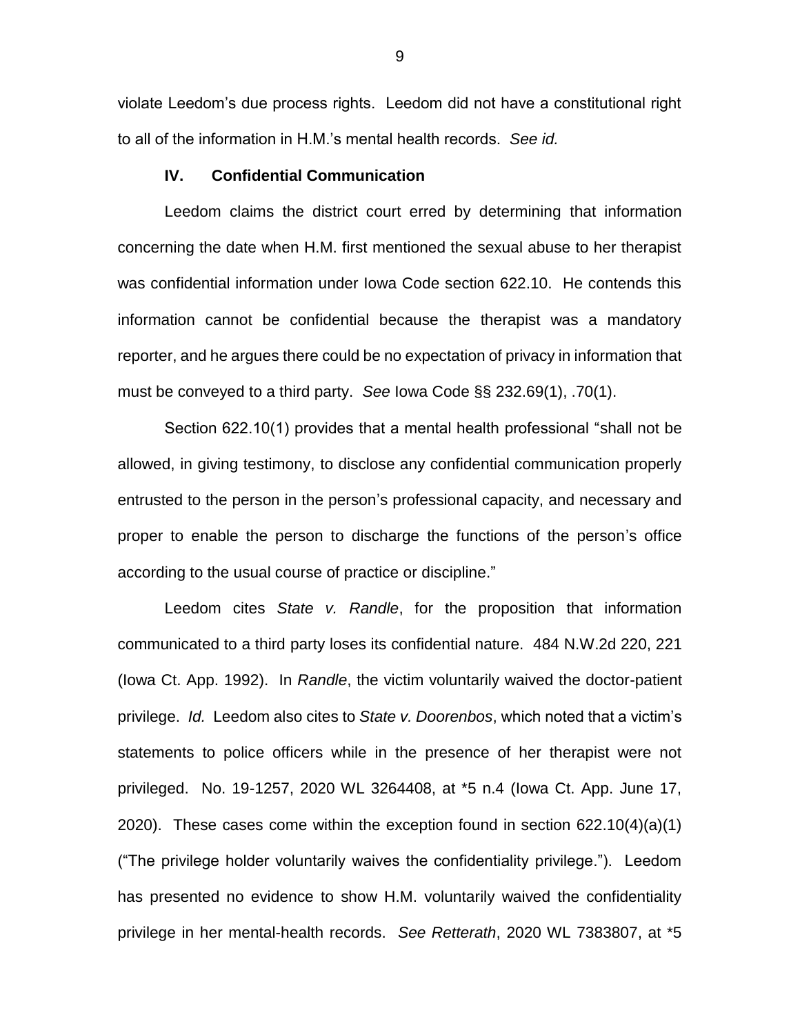violate Leedom's due process rights. Leedom did not have a constitutional right to all of the information in H.M.'s mental health records. *See id.*

## IV. Confidential Communication

Leedom claims the district court erred by determining that information concerning the date when H.M. first mentioned the sexual abuse to her therapist was confidential information under Iowa Code section 622.10. He contends this information cannot be confidential because the therapist was a mandatory reporter, and he argues there could be no expectation of privacy in information that must be conveyed to a third party. *See* Iowa Code §§ 232.69(1), .70(1).

Section 622.10(1) provides that a mental health professional "shall not be allowed, in giving testimony, to disclose any confidential communication properly entrusted to the person in the person's professional capacity, and necessary and proper to enable the person to discharge the functions of the person's office according to the usual course of practice or discipline."

Leedom cites *State v. Randle*, for the proposition that information communicated to a third party loses its confidential nature. 484 N.W.2d 220, 221 (Iowa Ct. App. 1992). In *Randle*, the victim voluntarily waived the doctor-patient privilege. *Id.* Leedom also cites to *State v. Doorenbos*, which noted that a victim's statements to police officers while in the presence of her therapist were not privileged. No. 19-1257, 2020 WL 3264408, at *5 n.4 (Iowa Ct. App. June 17, 2020). These cases come within the exception found in section 622.10(4)(a)(1) ("The privilege holder voluntarily waives the confidentiality privilege."). Leedom has presented no evidence to show H.M. voluntarily waived the confidentiality privilege in her mental-health records. *See Retterath*, 2020 WL 7383807, at *5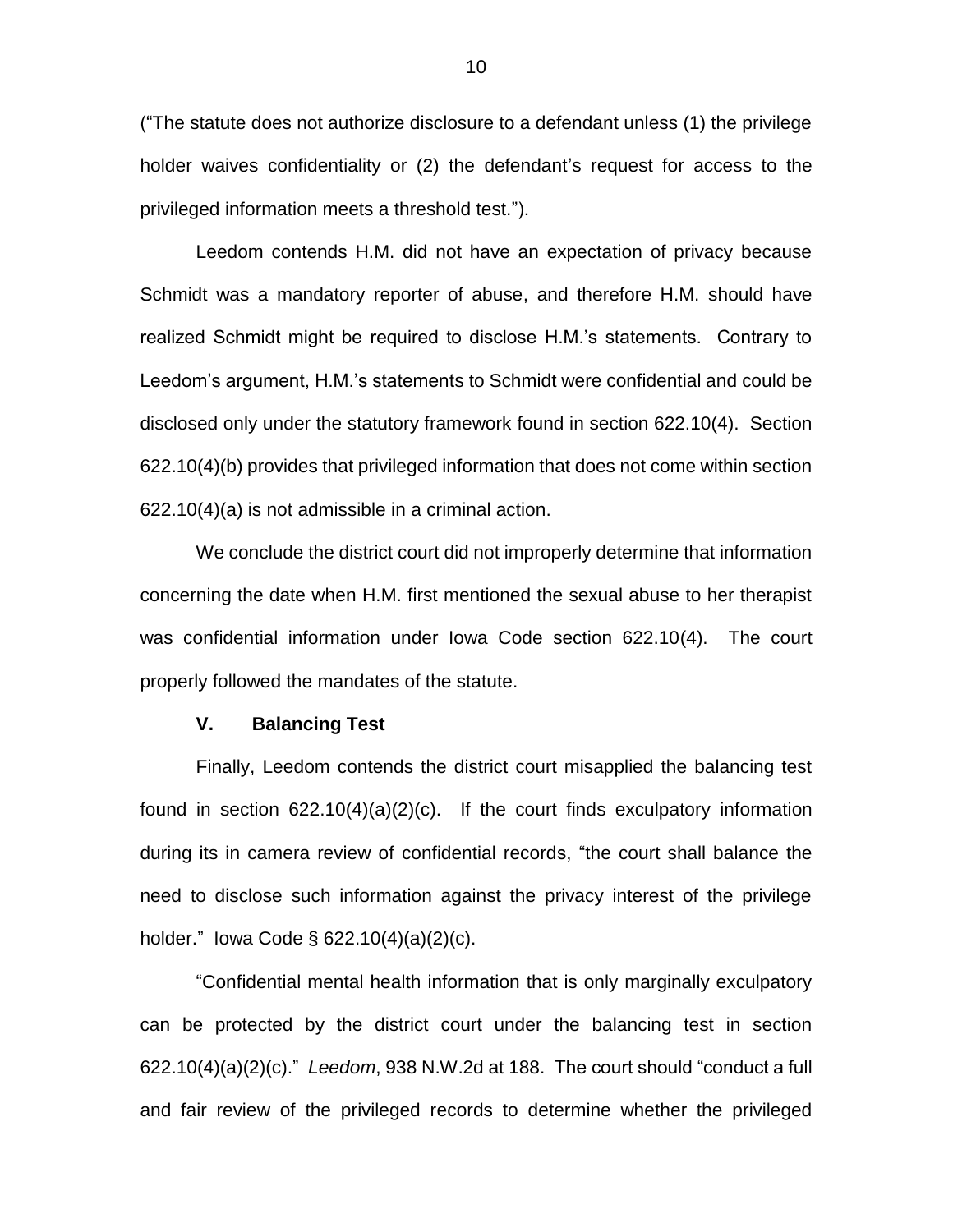("The statute does not authorize disclosure to a defendant unless (1) the privilege holder waives confidentiality or (2) the defendant's request for access to the privileged information meets a threshold test.").

Leedom contends H.M. did not have an expectation of privacy because Schmidt was a mandatory reporter of abuse, and therefore H.M. should have realized Schmidt might be required to disclose H.M.'s statements. Contrary to Leedom's argument, H.M.'s statements to Schmidt were confidential and could be disclosed only under the statutory framework found in section 622.10(4). Section 622.10(4)(b) provides that privileged information that does not come within section 622.10(4)(a) is not admissible in a criminal action.

We conclude the district court did not improperly determine that information concerning the date when H.M. first mentioned the sexual abuse to her therapist was confidential information under Iowa Code section 622.10(4). The court properly followed the mandates of the statute.

## V. Balancing Test

Finally, Leedom contends the district court misapplied the balancing test found in section 622.10(4)(a)(2)(c). If the court finds exculpatory information during its in camera review of confidential records, "the court shall balance the need to disclose such information against the privacy interest of the privilege holder." Iowa Code § 622.10(4)(a)(2)(c).

"Confidential mental health information that is only marginally exculpatory can be protected by the district court under the balancing test in section 622.10(4)(a)(2)(c)." *Leedom*, 938 N.W.2d at 188. The court should "conduct a full and fair review of the privileged records to determine whether the privileged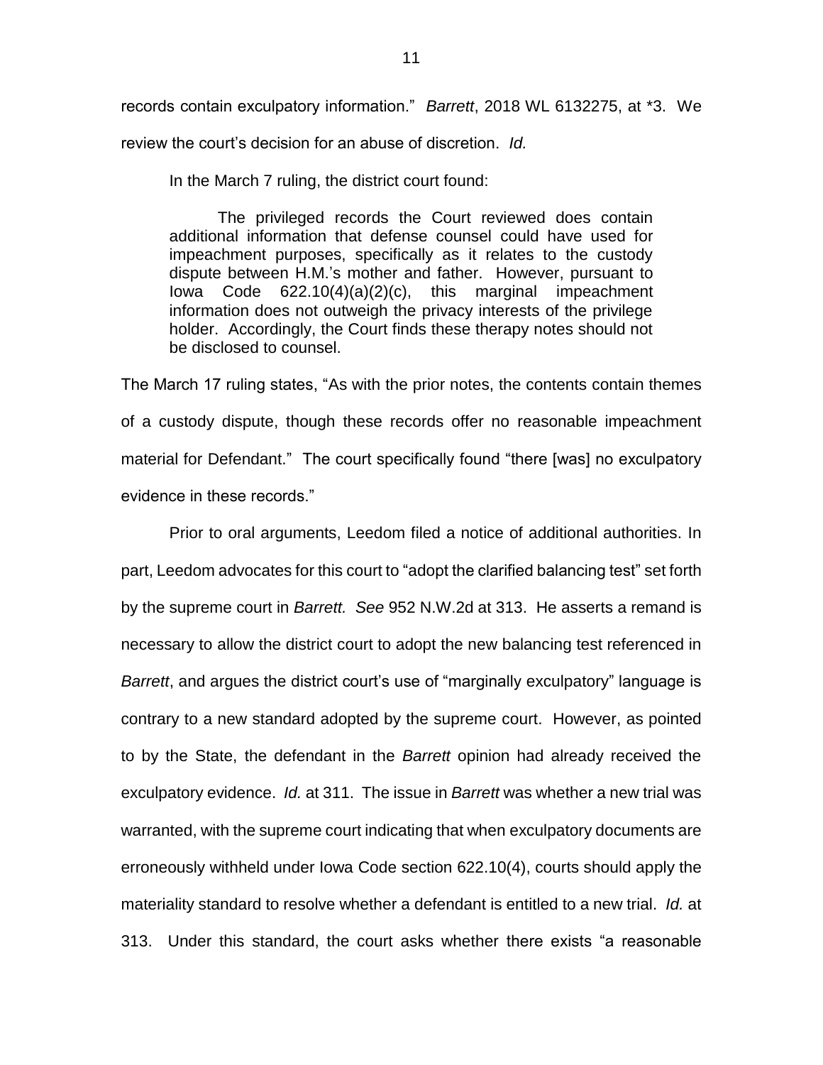records contain exculpatory information." *Barrett*, 2018 WL 6132275, at *3. We review the court's decision for an abuse of discretion. *Id.*

In the March 7 ruling, the district court found:

> The privileged records the Court reviewed does contain additional information that defense counsel could have used for impeachment purposes, specifically as it relates to the custody dispute between H.M.'s mother and father. However, pursuant to Iowa Code 622.10(4)(a)(2)(c), this marginal impeachment information does not outweigh the privacy interests of the privilege holder. Accordingly, the Court finds these therapy notes should not be disclosed to counsel.

The March 17 ruling states, "As with the prior notes, the contents contain themes of a custody dispute, though these records offer no reasonable impeachment material for Defendant." The court specifically found "there [was] no exculpatory evidence in these records."

Prior to oral arguments, Leedom filed a notice of additional authorities. In part, Leedom advocates for this court to "adopt the clarified balancing test" set forth by the supreme court in *Barrett. See* 952 N.W.2d at 313. He asserts a remand is necessary to allow the district court to adopt the new balancing test referenced in *Barrett*, and argues the district court's use of "marginally exculpatory" language is contrary to a new standard adopted by the supreme court. However, as pointed to by the State, the defendant in the *Barrett* opinion had already received the exculpatory evidence. *Id.* at 311. The issue in *Barrett* was whether a new trial was warranted, with the supreme court indicating that when exculpatory documents are erroneously withheld under Iowa Code section 622.10(4), courts should apply the materiality standard to resolve whether a defendant is entitled to a new trial. *Id.* at 313. Under this standard, the court asks whether there exists "a reasonable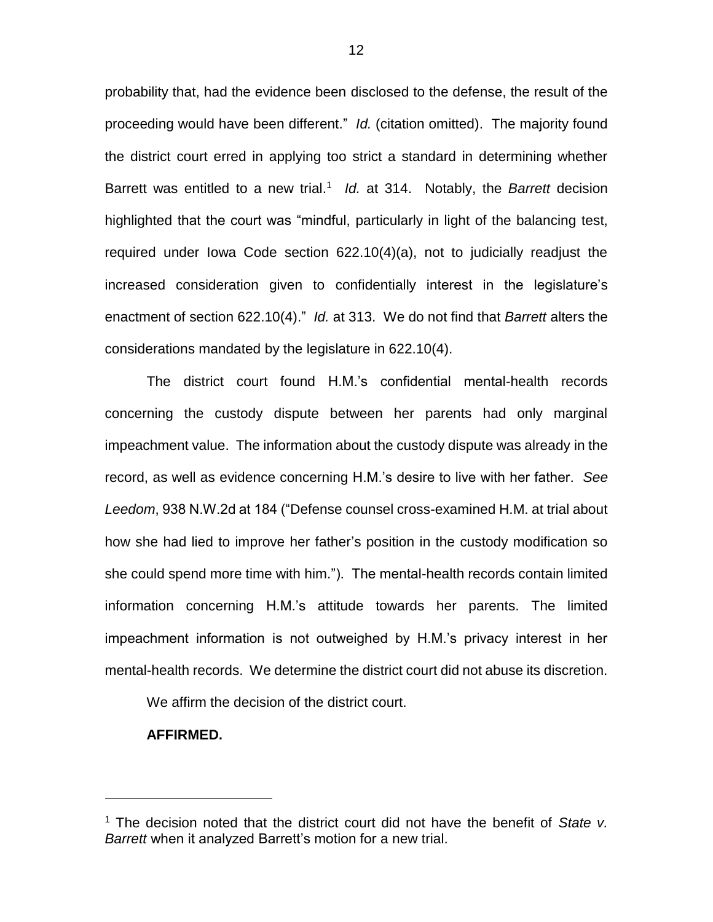probability that, had the evidence been disclosed to the defense, the result of the proceeding would have been different." *Id.* (citation omitted). The majority found the district court erred in applying too strict a standard in determining whether Barrett was entitled to a new trial.[1] *Id.* at 314. Notably, the *Barrett* decision highlighted that the court was "mindful, particularly in light of the balancing test, required under Iowa Code section 622.10(4)(a), not to judicially readjust the increased consideration given to confidentially interest in the legislature's enactment of section 622.10(4)." *Id.* at 313. We do not find that *Barrett* alters the considerations mandated by the legislature in 622.10(4).

The district court found H.M.'s confidential mental-health records concerning the custody dispute between her parents had only marginal impeachment value. The information about the custody dispute was already in the record, as well as evidence concerning H.M.'s desire to live with her father. *See Leedom*, 938 N.W.2d at 184 ("Defense counsel cross-examined H.M. at trial about how she had lied to improve her father's position in the custody modification so she could spend more time with him."). The mental-health records contain limited information concerning H.M.'s attitude towards her parents. The limited impeachment information is not outweighed by H.M.'s privacy interest in her mental-health records. We determine the district court did not abuse its discretion.

We affirm the decision of the district court.

**AFFIRMED.**

---

[1] The decision noted that the district court did not have the benefit of *State v. Barrett* when it analyzed Barrett's motion for a new trial.